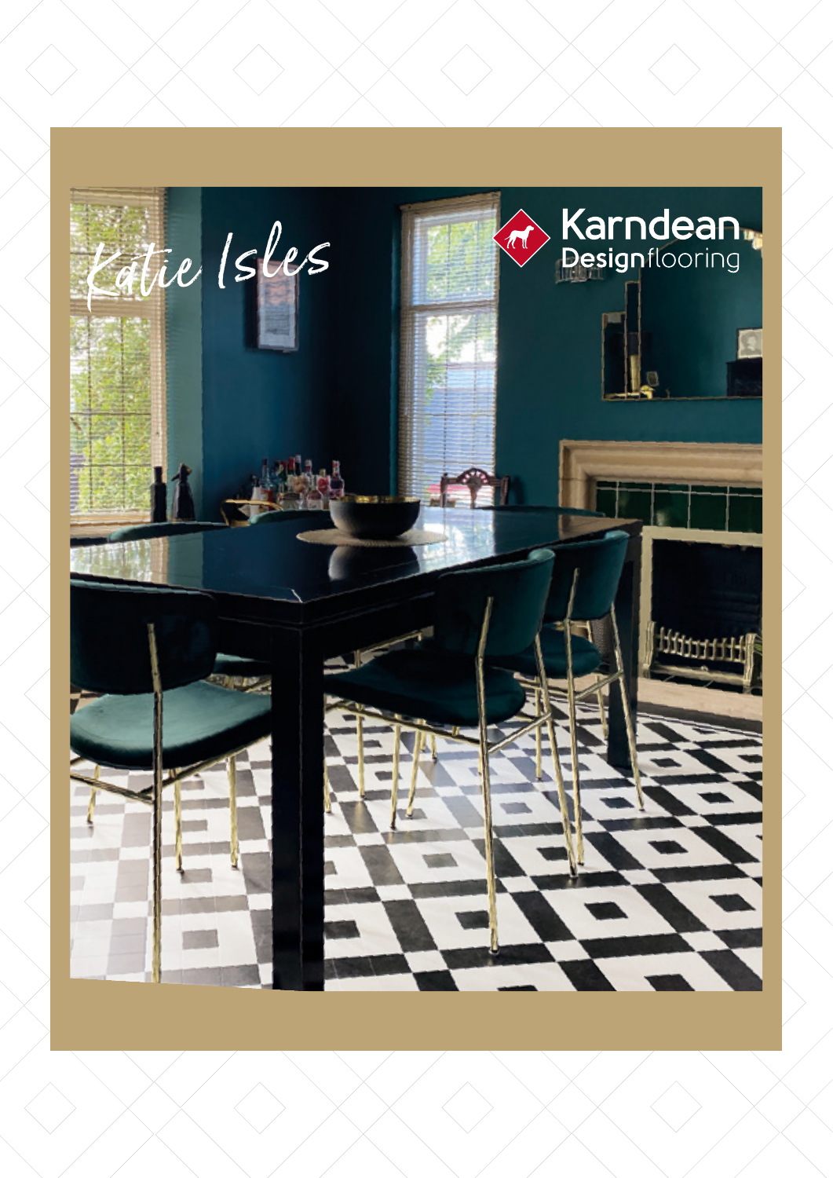# Katie Isles

Karndean Designflooring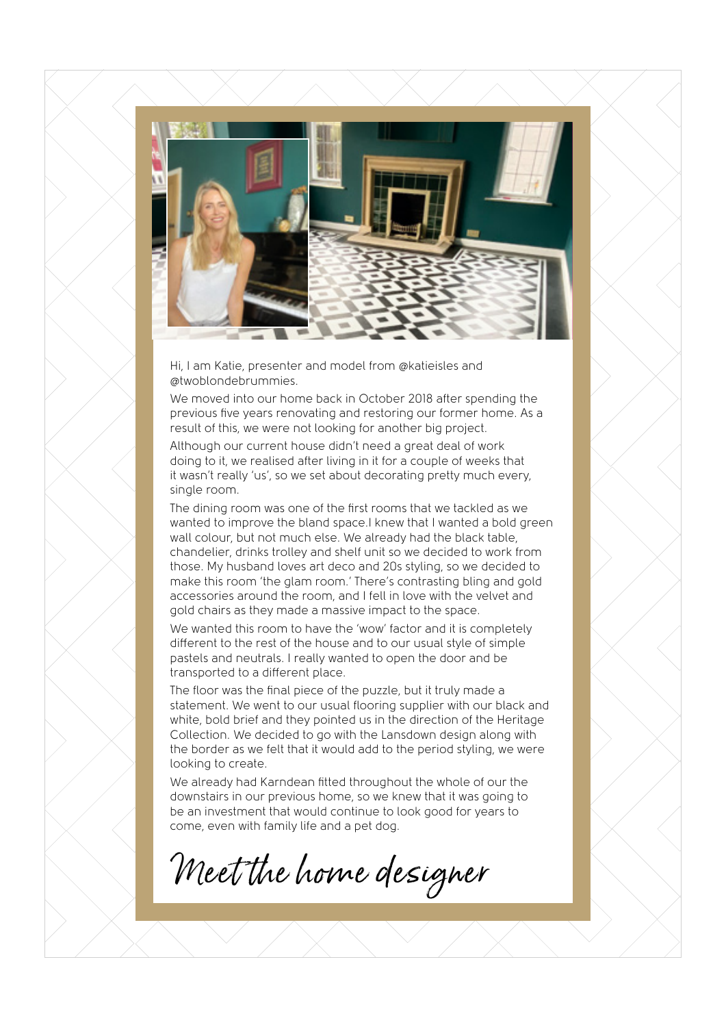Hi, I am Katie, presenter and model from @katieisles and @twoblondebrummies.

We moved into our home back in October 2018 after spending the previous five years renovating and restoring our former home. As a result of this, we were not looking for another big project.

Although our current house didn't need a great deal of work doing to it, we realised after living in it for a couple of weeks that it wasn't really 'us', so we set about decorating pretty much every, single room.

The dining room was one of the first rooms that we tackled as we wanted to improve the bland space.I knew that I wanted a bold green wall colour, but not much else. We already had the black table, chandelier, drinks trolley and shelf unit so we decided to work from those. My husband loves art deco and 20s styling, so we decided to make this room 'the glam room.' There's contrasting bling and gold accessories around the room, and I fell in love with the velvet and gold chairs as they made a massive impact to the space.

We wanted this room to have the 'wow' factor and it is completely different to the rest of the house and to our usual style of simple pastels and neutrals. I really wanted to open the door and be transported to a different place.

The floor was the final piece of the puzzle, but it truly made a statement. We went to our usual flooring supplier with our black and white, bold brief and they pointed us in the direction of the Heritage Collection. We decided to go with the Lansdown design along with the border as we felt that it would add to the period styling, we were looking to create.

We already had Karndean fitted throughout the whole of our the downstairs in our previous home, so we knew that it was going to be an investment that would continue to look good for years to come, even with family life and a pet dog.

# Meet the home designer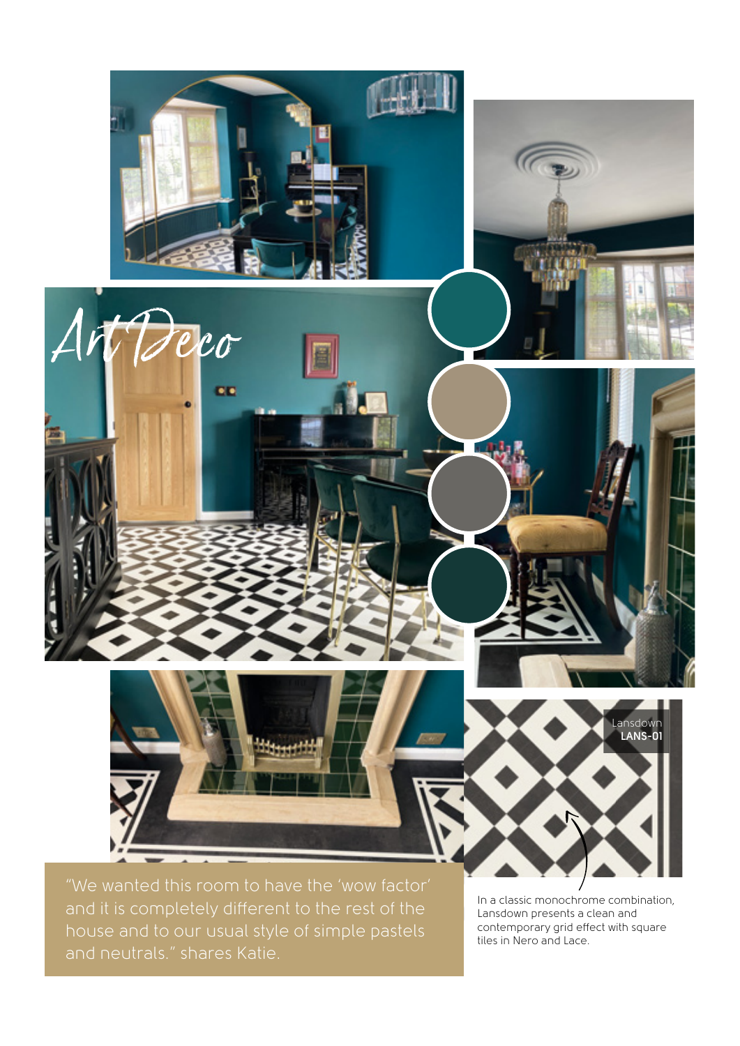# Art Deco

Lansdown
**LANS-01**

"We wanted this room to have the 'wow factor' and it is completely different to the rest of the house and to our usual style of simple pastels and neutrals." shares Katie.

In a classic monochrome combination, Lansdown presents a clean and contemporary grid effect with square tiles in Nero and Lace.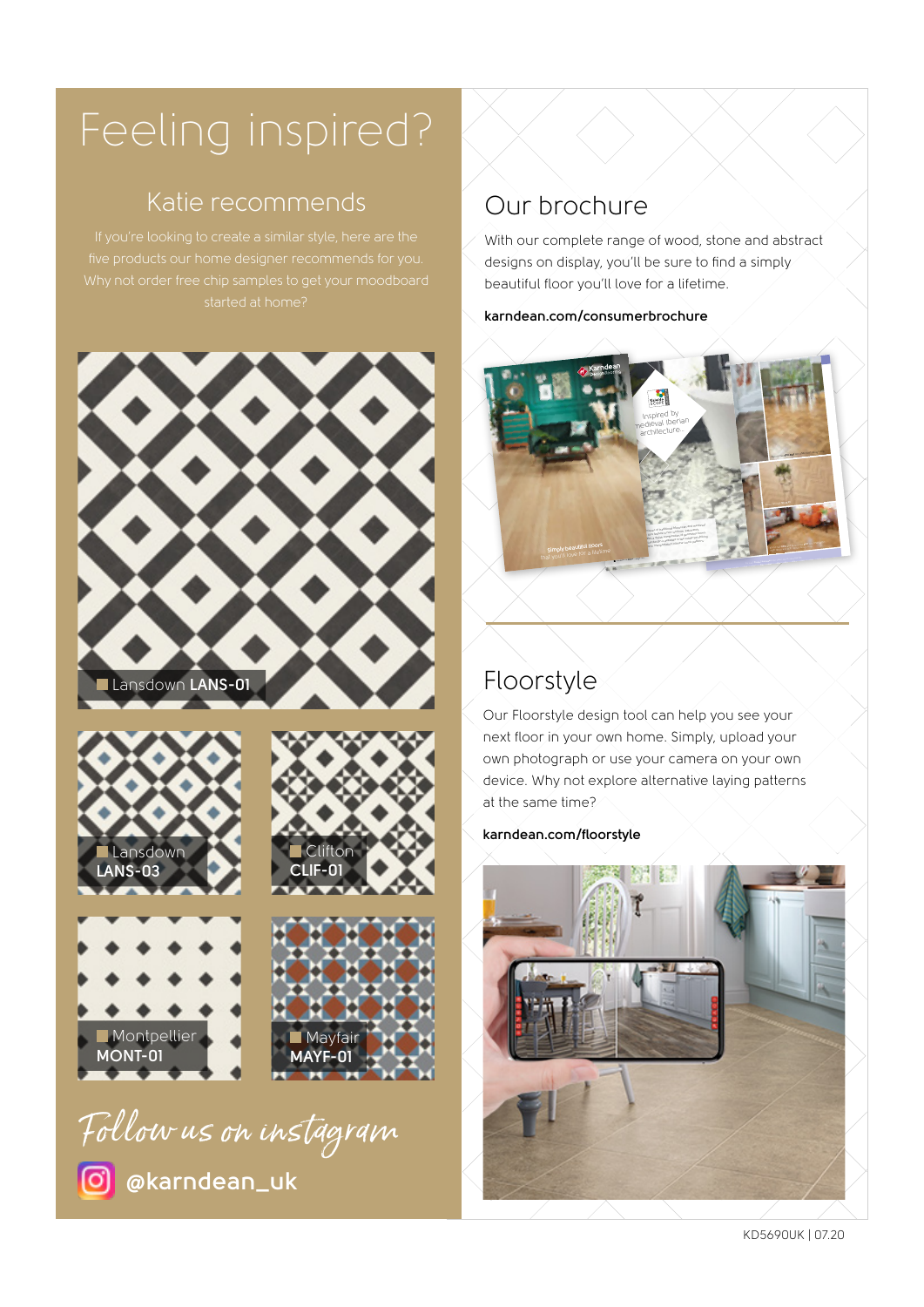# Feeling inspired?

## Katie recommends

If you're looking to create a similar style, here are the five products our home designer recommends for you. Why not order free chip samples to get your moodboard started at home?

Lansdown **LANS-01**

Lansdown **LANS-03**

Clifton **CLIF-01**

Montpellier **MONT-01**

Mayfair **MAYF-01**

*Follow us on instagram*

**@karndean_uk**

## Our brochure

With our complete range of wood, stone and abstract designs on display, you'll be sure to find a simply beautiful floor you'll love for a lifetime.

**karndean.com/consumerbrochure**

## Floorstyle

Our Floorstyle design tool can help you see your next floor in your own home. Simply, upload your own photograph or use your camera on your own device. Why not explore alternative laying patterns at the same time?

**karndean.com/floorstyle**

KD5690UK | 07.20